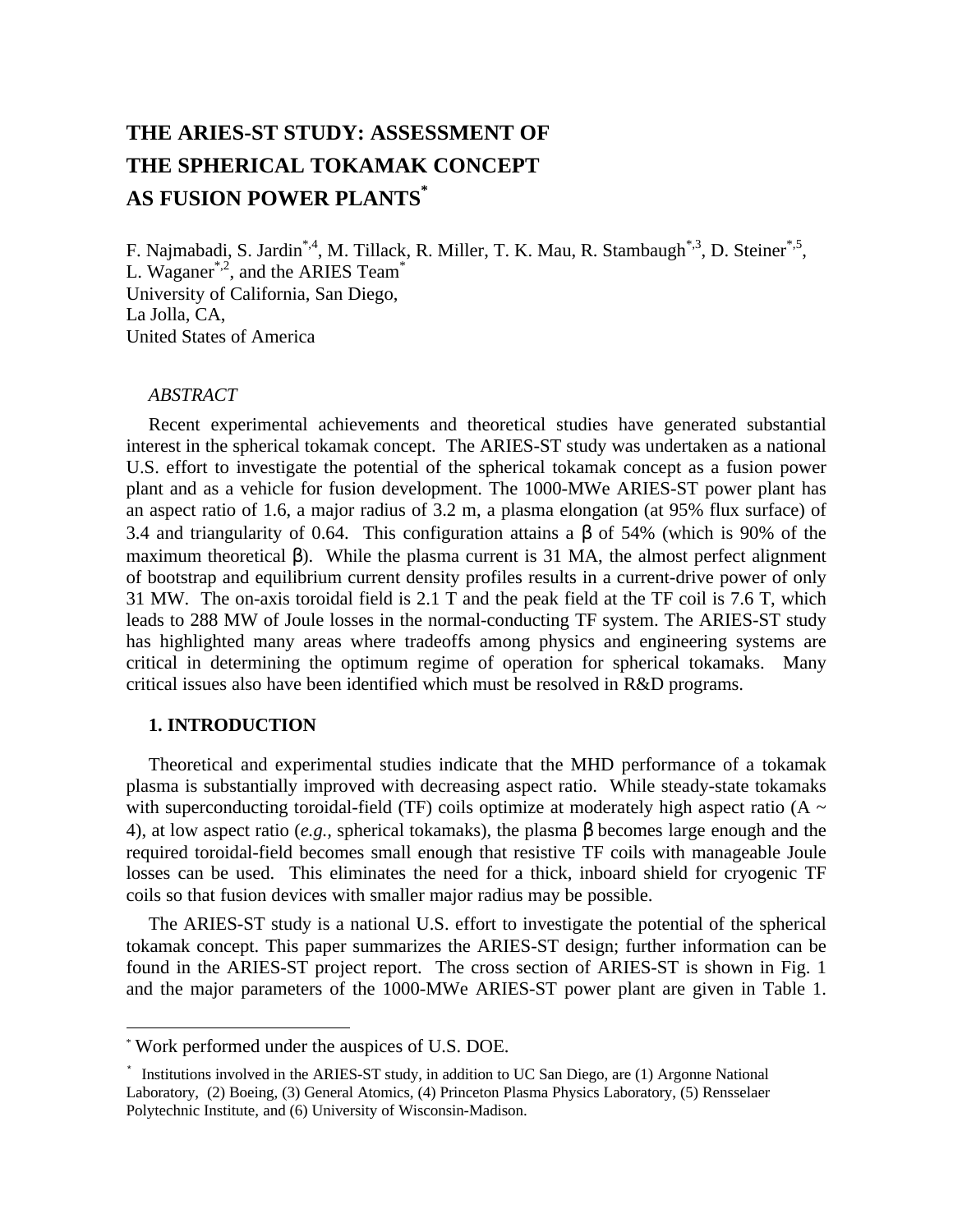# THE ARIES-ST STUDY: ASSESSMENT OF THE SPHERICAL TOKAMAK CONCEPT AS FUSION POWER PLANTS[*]

F. Najmabadi, S. Jardin[*,4], M. Tillack, R. Miller, T. K. Mau, R. Stambaugh[*,3], D. Steiner[*,5], L. Waganer[*,2], and the ARIES Team[*]
University of California, San Diego,
La Jolla, CA,
United States of America

*ABSTRACT*

Recent experimental achievements and theoretical studies have generated substantial interest in the spherical tokamak concept. The ARIES-ST study was undertaken as a national U.S. effort to investigate the potential of the spherical tokamak concept as a fusion power plant and as a vehicle for fusion development. The 1000-MWe ARIES-ST power plant has an aspect ratio of 1.6, a major radius of 3.2 m, a plasma elongation (at 95% flux surface) of 3.4 and triangularity of 0.64. This configuration attains a $\beta$ of 54% (which is 90% of the maximum theoretical $\beta$). While the plasma current is 31 MA, the almost perfect alignment of bootstrap and equilibrium current density profiles results in a current-drive power of only 31 MW. The on-axis toroidal field is 2.1 T and the peak field at the TF coil is 7.6 T, which leads to 288 MW of Joule losses in the normal-conducting TF system. The ARIES-ST study has highlighted many areas where tradeoffs among physics and engineering systems are critical in determining the optimum regime of operation for spherical tokamaks. Many critical issues also have been identified which must be resolved in R&D programs.

## 1. INTRODUCTION

Theoretical and experimental studies indicate that the MHD performance of a tokamak plasma is substantially improved with decreasing aspect ratio. While steady-state tokamaks with superconducting toroidal-field (TF) coils optimize at moderately high aspect ratio (A ~ 4), at low aspect ratio (*e.g.,* spherical tokamaks), the plasma $\beta$ becomes large enough and the required toroidal-field becomes small enough that resistive TF coils with manageable Joule losses can be used. This eliminates the need for a thick, inboard shield for cryogenic TF coils so that fusion devices with smaller major radius may be possible.

The ARIES-ST study is a national U.S. effort to investigate the potential of the spherical tokamak concept. This paper summarizes the ARIES-ST design; further information can be found in the ARIES-ST project report. The cross section of ARIES-ST is shown in Fig. 1 and the major parameters of the 1000-MWe ARIES-ST power plant are given in Table 1.

---

[*] Work performed under the auspices of U.S. DOE.

[*] Institutions involved in the ARIES-ST study, in addition to UC San Diego, are (1) Argonne National Laboratory, (2) Boeing, (3) General Atomics, (4) Princeton Plasma Physics Laboratory, (5) Rensselaer Polytechnic Institute, and (6) University of Wisconsin-Madison.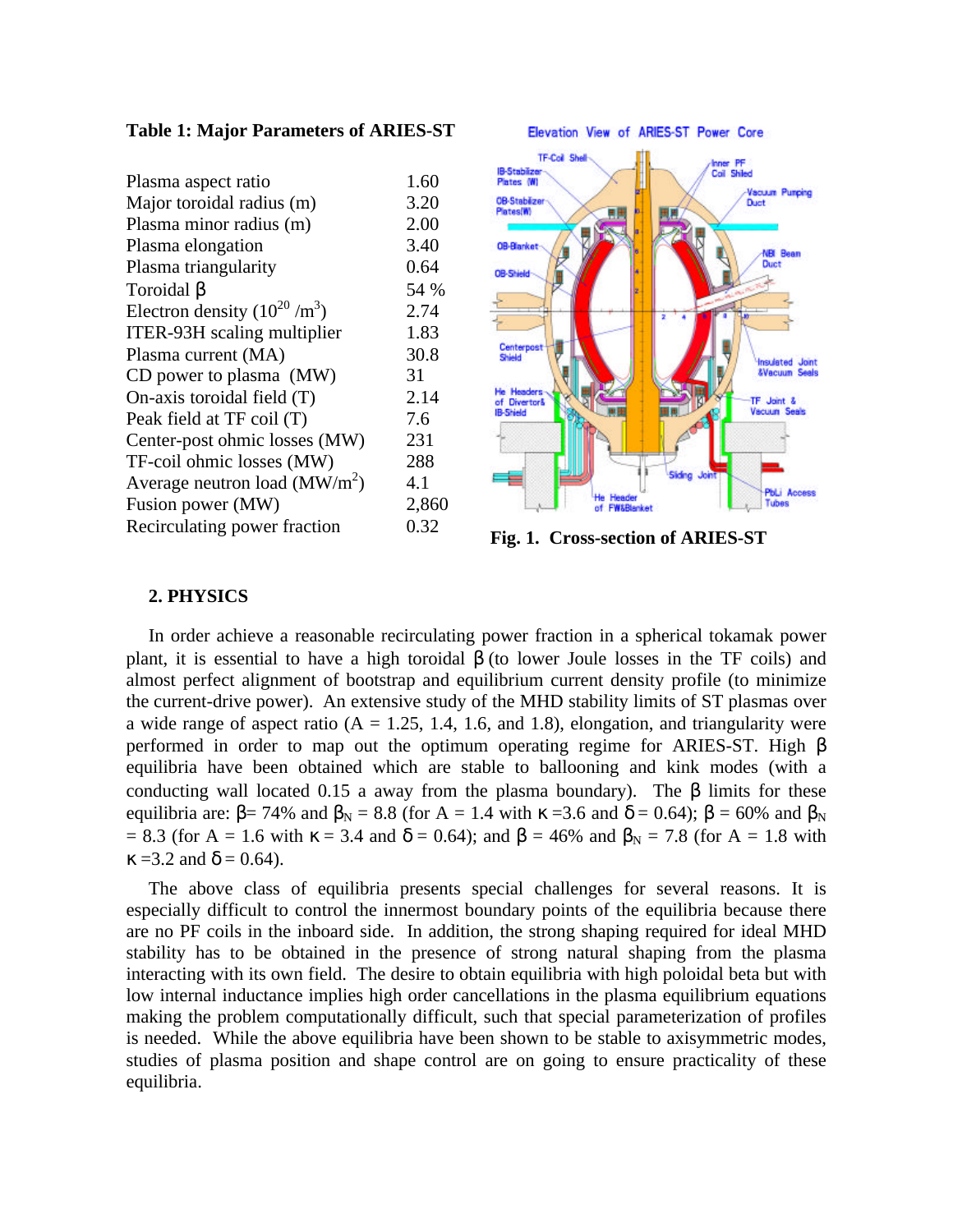**Table 1: Major Parameters of ARIES-ST**

| Parameter | Value |
|---|---|
| Plasma aspect ratio | 1.60 |
| Major toroidal radius (m) | 3.20 |
| Plasma minor radius (m) | 2.00 |
| Plasma elongation | 3.40 |
| Plasma triangularity | 0.64 |
| Toroidal $\beta$ | 54 % |
| Electron density ($10^{20}$ /m$^3$) | 2.74 |
| ITER-93H scaling multiplier | 1.83 |
| Plasma current (MA) | 30.8 |
| CD power to plasma (MW) | 31 |
| On-axis toroidal field (T) | 2.14 |
| Peak field at TF coil (T) | 7.6 |
| Center-post ohmic losses (MW) | 231 |
| TF-coil ohmic losses (MW) | 288 |
| Average neutron load (MW/m$^2$) | 4.1 |
| Fusion power (MW) | 2,860 |
| Recirculating power fraction | 0.32 |

**Fig. 1. Cross-section of ARIES-ST**

## 2. PHYSICS

In order achieve a reasonable recirculating power fraction in a spherical tokamak power plant, it is essential to have a high toroidal $\beta$ (to lower Joule losses in the TF coils) and almost perfect alignment of bootstrap and equilibrium current density profile (to minimize the current-drive power). An extensive study of the MHD stability limits of ST plasmas over a wide range of aspect ratio (A = 1.25, 1.4, 1.6, and 1.8), elongation, and triangularity were performed in order to map out the optimum operating regime for ARIES-ST. High $\beta$ equilibria have been obtained which are stable to ballooning and kink modes (with a conducting wall located 0.15 a away from the plasma boundary). The $\beta$ limits for these equilibria are: $\beta$= 74% and $\beta_N$ = 8.8 (for A = 1.4 with $\kappa$ =3.6 and $\delta$ = 0.64); $\beta$ = 60% and $\beta_N$ = 8.3 (for A = 1.6 with $\kappa$ = 3.4 and $\delta$ = 0.64); and $\beta$ = 46% and $\beta_N$ = 7.8 (for A = 1.8 with $\kappa$ =3.2 and $\delta$ = 0.64).

The above class of equilibria presents special challenges for several reasons. It is especially difficult to control the innermost boundary points of the equilibria because there are no PF coils in the inboard side. In addition, the strong shaping required for ideal MHD stability has to be obtained in the presence of strong natural shaping from the plasma interacting with its own field. The desire to obtain equilibria with high poloidal beta but with low internal inductance implies high order cancellations in the plasma equilibrium equations making the problem computationally difficult, such that special parameterization of profiles is needed. While the above equilibria have been shown to be stable to axisymmetric modes, studies of plasma position and shape control are on going to ensure practicality of these equilibria.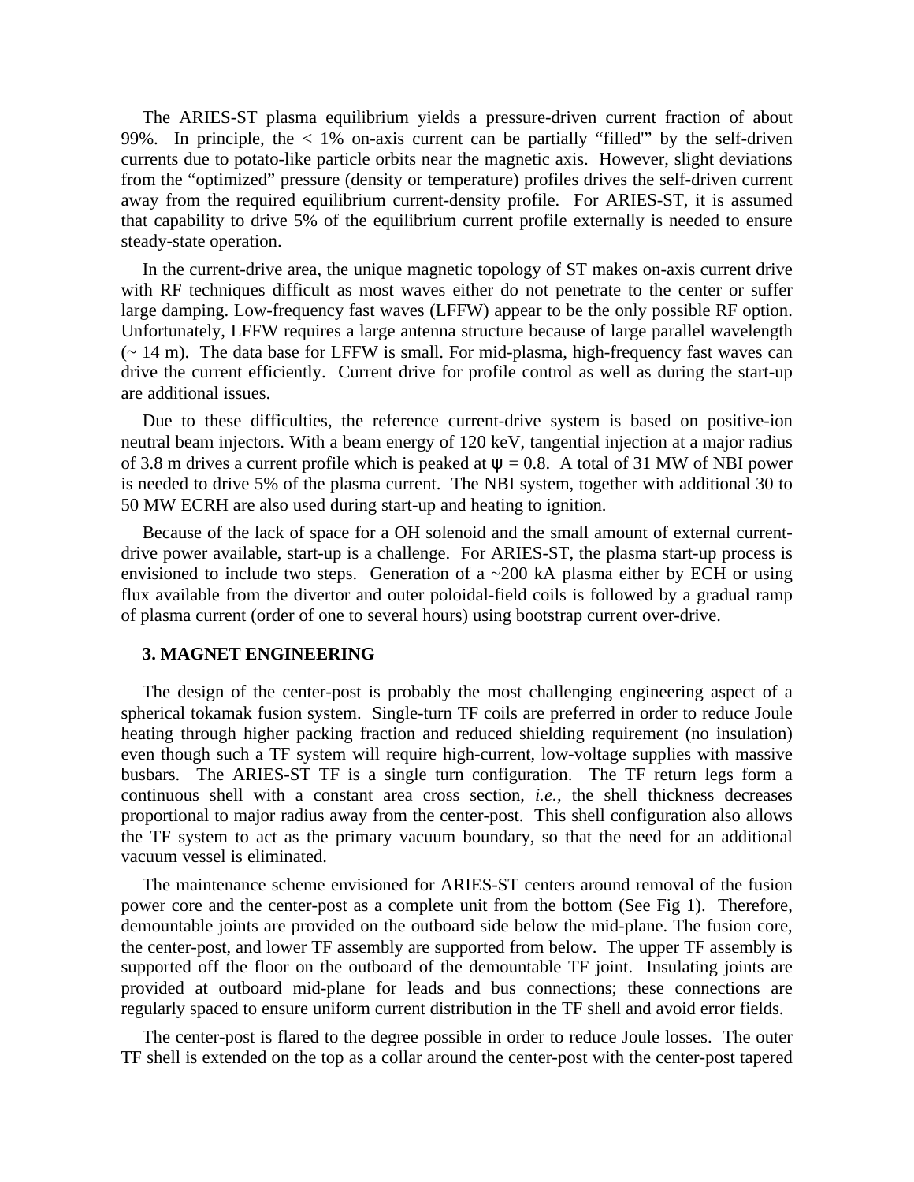The ARIES-ST plasma equilibrium yields a pressure-driven current fraction of about 99%. In principle, the < 1% on-axis current can be partially “filled"” by the self-driven currents due to potato-like particle orbits near the magnetic axis. However, slight deviations from the “optimized” pressure (density or temperature) profiles drives the self-driven current away from the required equilibrium current-density profile. For ARIES-ST, it is assumed that capability to drive 5% of the equilibrium current profile externally is needed to ensure steady-state operation.

In the current-drive area, the unique magnetic topology of ST makes on-axis current drive with RF techniques difficult as most waves either do not penetrate to the center or suffer large damping. Low-frequency fast waves (LFFW) appear to be the only possible RF option. Unfortunately, LFFW requires a large antenna structure because of large parallel wavelength (~ 14 m). The data base for LFFW is small. For mid-plasma, high-frequency fast waves can drive the current efficiently. Current drive for profile control as well as during the start-up are additional issues.

Due to these difficulties, the reference current-drive system is based on positive-ion neutral beam injectors. With a beam energy of 120 keV, tangential injection at a major radius of 3.8 m drives a current profile which is peaked at $\psi = 0.8$. A total of 31 MW of NBI power is needed to drive 5% of the plasma current. The NBI system, together with additional 30 to 50 MW ECRH are also used during start-up and heating to ignition.

Because of the lack of space for a OH solenoid and the small amount of external current-drive power available, start-up is a challenge. For ARIES-ST, the plasma start-up process is envisioned to include two steps. Generation of a ~200 kA plasma either by ECH or using flux available from the divertor and outer poloidal-field coils is followed by a gradual ramp of plasma current (order of one to several hours) using bootstrap current over-drive.

## 3. MAGNET ENGINEERING

The design of the center-post is probably the most challenging engineering aspect of a spherical tokamak fusion system. Single-turn TF coils are preferred in order to reduce Joule heating through higher packing fraction and reduced shielding requirement (no insulation) even though such a TF system will require high-current, low-voltage supplies with massive busbars. The ARIES-ST TF is a single turn configuration. The TF return legs form a continuous shell with a constant area cross section, *i.e.*, the shell thickness decreases proportional to major radius away from the center-post. This shell configuration also allows the TF system to act as the primary vacuum boundary, so that the need for an additional vacuum vessel is eliminated.

The maintenance scheme envisioned for ARIES-ST centers around removal of the fusion power core and the center-post as a complete unit from the bottom (See Fig 1). Therefore, demountable joints are provided on the outboard side below the mid-plane. The fusion core, the center-post, and lower TF assembly are supported from below. The upper TF assembly is supported off the floor on the outboard of the demountable TF joint. Insulating joints are provided at outboard mid-plane for leads and bus connections; these connections are regularly spaced to ensure uniform current distribution in the TF shell and avoid error fields.

The center-post is flared to the degree possible in order to reduce Joule losses. The outer TF shell is extended on the top as a collar around the center-post with the center-post tapered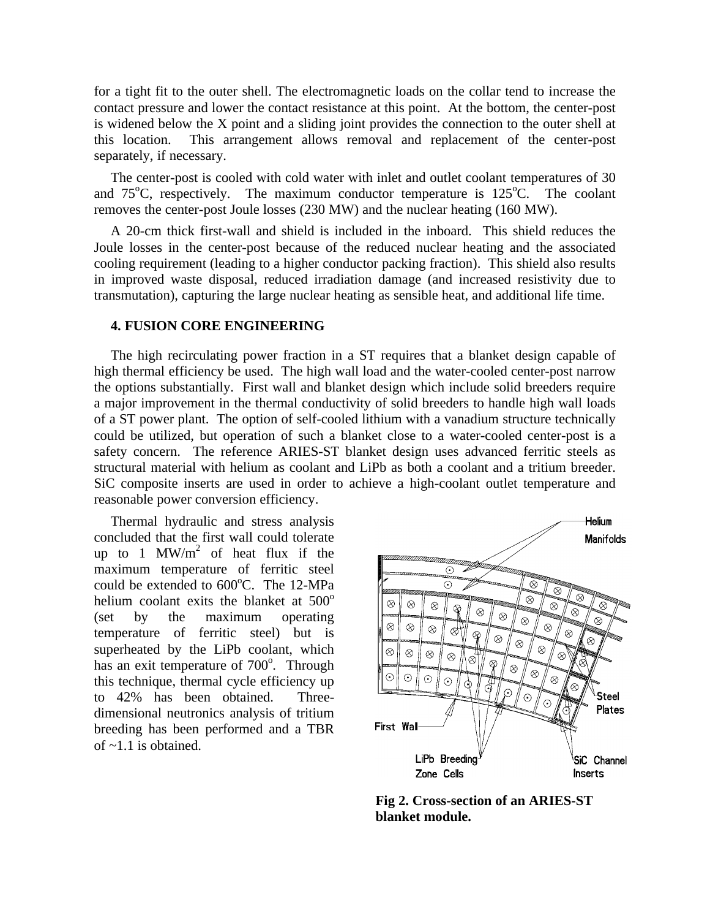for a tight fit to the outer shell. The electromagnetic loads on the collar tend to increase the contact pressure and lower the contact resistance at this point. At the bottom, the center-post is widened below the X point and a sliding joint provides the connection to the outer shell at this location. This arrangement allows removal and replacement of the center-post separately, if necessary.

The center-post is cooled with cold water with inlet and outlet coolant temperatures of 30 and 75°C, respectively. The maximum conductor temperature is 125°C. The coolant removes the center-post Joule losses (230 MW) and the nuclear heating (160 MW).

A 20-cm thick first-wall and shield is included in the inboard. This shield reduces the Joule losses in the center-post because of the reduced nuclear heating and the associated cooling requirement (leading to a higher conductor packing fraction). This shield also results in improved waste disposal, reduced irradiation damage (and increased resistivity due to transmutation), capturing the large nuclear heating as sensible heat, and additional life time.

## 4. FUSION CORE ENGINEERING

The high recirculating power fraction in a ST requires that a blanket design capable of high thermal efficiency be used. The high wall load and the water-cooled center-post narrow the options substantially. First wall and blanket design which include solid breeders require a major improvement in the thermal conductivity of solid breeders to handle high wall loads of a ST power plant. The option of self-cooled lithium with a vanadium structure technically could be utilized, but operation of such a blanket close to a water-cooled center-post is a safety concern. The reference ARIES-ST blanket design uses advanced ferritic steels as structural material with helium as coolant and LiPb as both a coolant and a tritium breeder. SiC composite inserts are used in order to achieve a high-coolant outlet temperature and reasonable power conversion efficiency.

Thermal hydraulic and stress analysis concluded that the first wall could tolerate up to 1 $MW/m^2$ of heat flux if the maximum temperature of ferritic steel could be extended to 600°C. The 12-MPa helium coolant exits the blanket at 500° (set by the maximum operating temperature of ferritic steel) but is superheated by the LiPb coolant, which has an exit temperature of 700°. Through this technique, thermal cycle efficiency up to 42% has been obtained. Three-dimensional neutronics analysis of tritium breeding has been performed and a TBR of ~1.1 is obtained.

Helium Manifolds

Steel Plates

First Wall

LiPb Breeding Zone Cells

SiC Channel Inserts

**Fig 2. Cross-section of an ARIES-ST blanket module.**